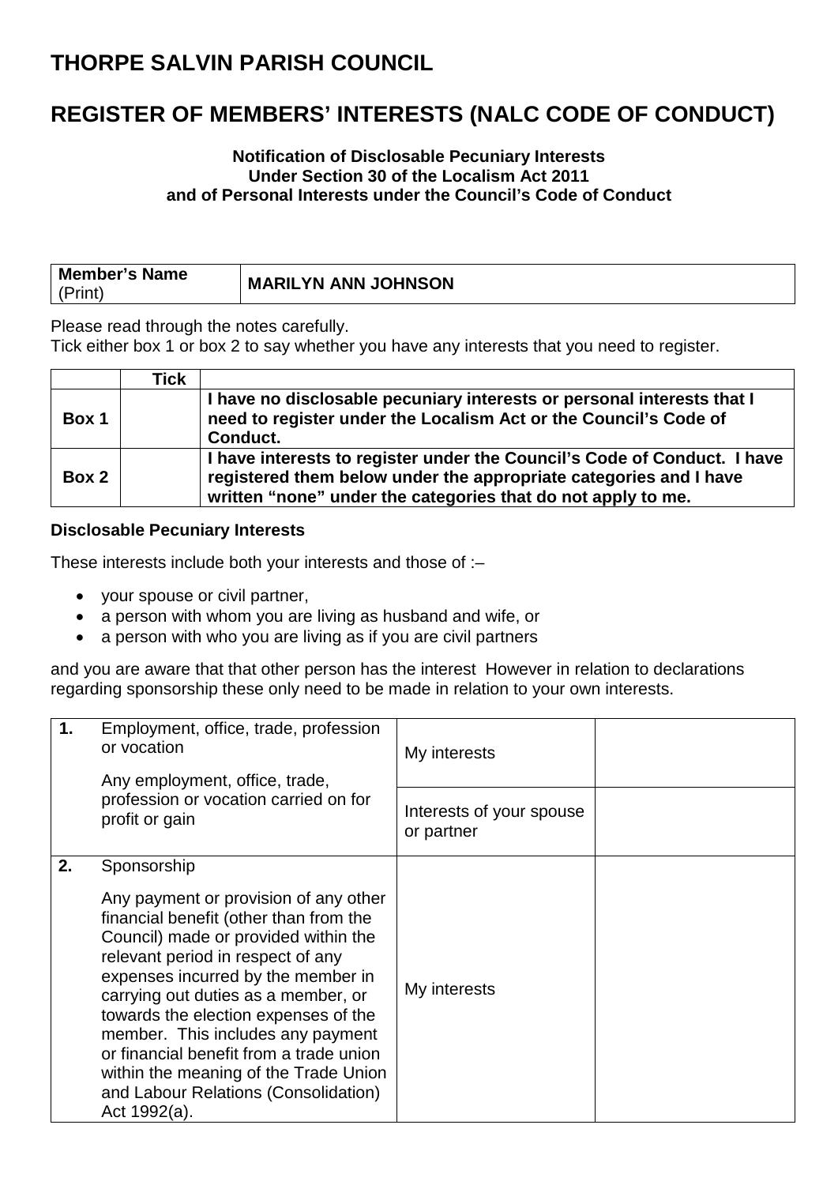# THORPE SALVIN PARISH COUNCIL

# REGISTER OF MEMBERS' INTERESTS (NALC CODE OF CONDUCT)

**Notification of Disclosable Pecuniary Interests**
**Under Section 30 of the Localism Act 2011**
**and of Personal Interests under the Council's Code of Conduct**

| **Member's Name** (Print) | **MARILYN ANN JOHNSON** |
|---|---|

Please read through the notes carefully.
Tick either box 1 or box 2 to say whether you have any interests that you need to register.

| | **Tick** | |
|---|---|---|
| **Box 1** | | **I have no disclosable pecuniary interests or personal interests that I need to register under the Localism Act or the Council's Code of Conduct.** |
| **Box 2** | | **I have interests to register under the Council's Code of Conduct. I have registered them below under the appropriate categories and I have written "none" under the categories that do not apply to me.** |

**Disclosable Pecuniary Interests**

These interests include both your interests and those of :–

- your spouse or civil partner,
- a person with whom you are living as husband and wife, or
- a person with who you are living as if you are civil partners

and you are aware that that other person has the interest However in relation to declarations regarding sponsorship these only need to be made in relation to your own interests.

| | | | |
|---|---|---|---|
| **1.** | Employment, office, trade, profession or vocation<br><br>Any employment, office, trade, profession or vocation carried on for profit or gain | My interests | |
| | | Interests of your spouse or partner | |
| **2.** | Sponsorship<br><br>Any payment or provision of any other financial benefit (other than from the Council) made or provided within the relevant period in respect of any expenses incurred by the member in carrying out duties as a member, or towards the election expenses of the member. This includes any payment or financial benefit from a trade union within the meaning of the Trade Union and Labour Relations (Consolidation) Act 1992(a). | My interests | |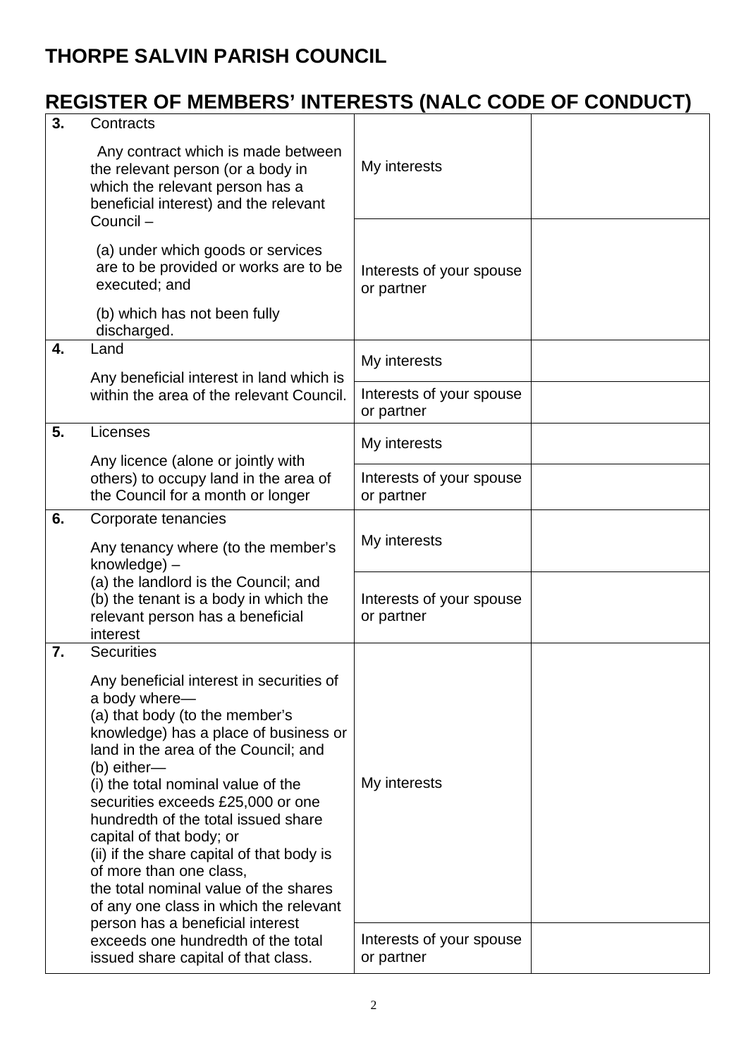# THORPE SALVIN PARISH COUNCIL

## REGISTER OF MEMBERS' INTERESTS (NALC CODE OF CONDUCT)

| | | | |
|---|---|---|---|
| **3.** | Contracts<br><br>Any contract which is made between the relevant person (or a body in which the relevant person has a beneficial interest) and the relevant Council –<br><br>(a) under which goods or services are to be provided or works are to be executed; and<br><br>(b) which has not been fully discharged. | My interests | |
| | | Interests of your spouse or partner | |
| **4.** | Land<br><br>Any beneficial interest in land which is within the area of the relevant Council. | My interests | |
| | | Interests of your spouse or partner | |
| **5.** | Licenses<br><br>Any licence (alone or jointly with others) to occupy land in the area of the Council for a month or longer | My interests | |
| | | Interests of your spouse or partner | |
| **6.** | Corporate tenancies<br><br>Any tenancy where (to the member's knowledge) –<br>(a) the landlord is the Council; and<br>(b) the tenant is a body in which the relevant person has a beneficial interest | My interests | |
| | | Interests of your spouse or partner | |
| **7.** | Securities<br><br>Any beneficial interest in securities of a body where—<br>(a) that body (to the member's knowledge) has a place of business or land in the area of the Council; and<br>(b) either—<br>(i) the total nominal value of the securities exceeds £25,000 or one hundredth of the total issued share capital of that body; or<br>(ii) if the share capital of that body is of more than one class,<br>the total nominal value of the shares of any one class in which the relevant person has a beneficial interest exceeds one hundredth of the total issued share capital of that class. | My interests | |
| | | Interests of your spouse or partner | |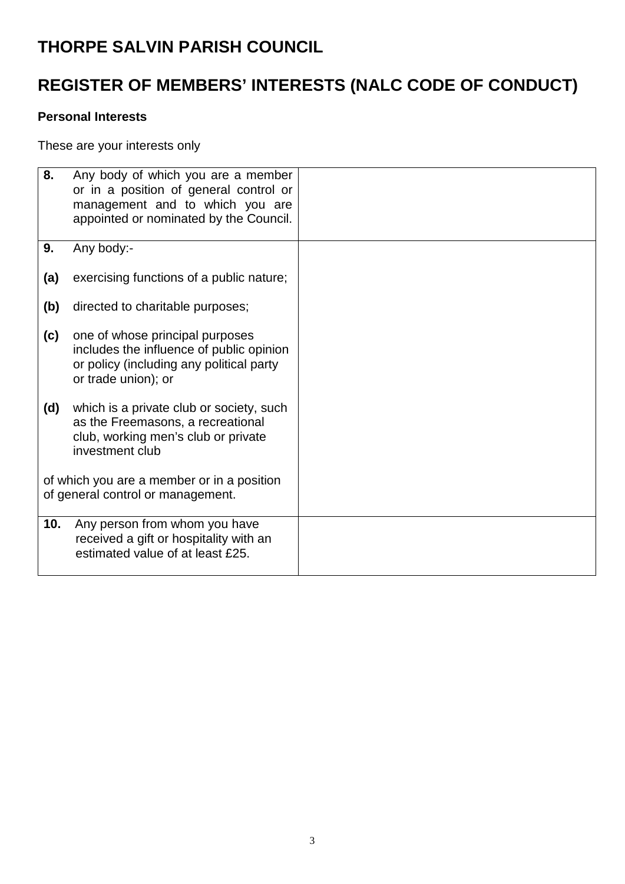# THORPE SALVIN PARISH COUNCIL

# REGISTER OF MEMBERS' INTERESTS (NALC CODE OF CONDUCT)

**Personal Interests**

These are your interests only

| | |
|---|---|
| **8.** Any body of which you are a member or in a position of general control or management and to which you are appointed or nominated by the Council. | |
| **9.** Any body:-<br><br>**(a)** exercising functions of a public nature;<br><br>**(b)** directed to charitable purposes;<br><br>**(c)** one of whose principal purposes includes the influence of public opinion or policy (including any political party or trade union); or<br><br>**(d)** which is a private club or society, such as the Freemasons, a recreational club, working men's club or private investment club<br><br>of which you are a member or in a position of general control or management. | |
| **10.** Any person from whom you have received a gift or hospitality with an estimated value of at least £25. | |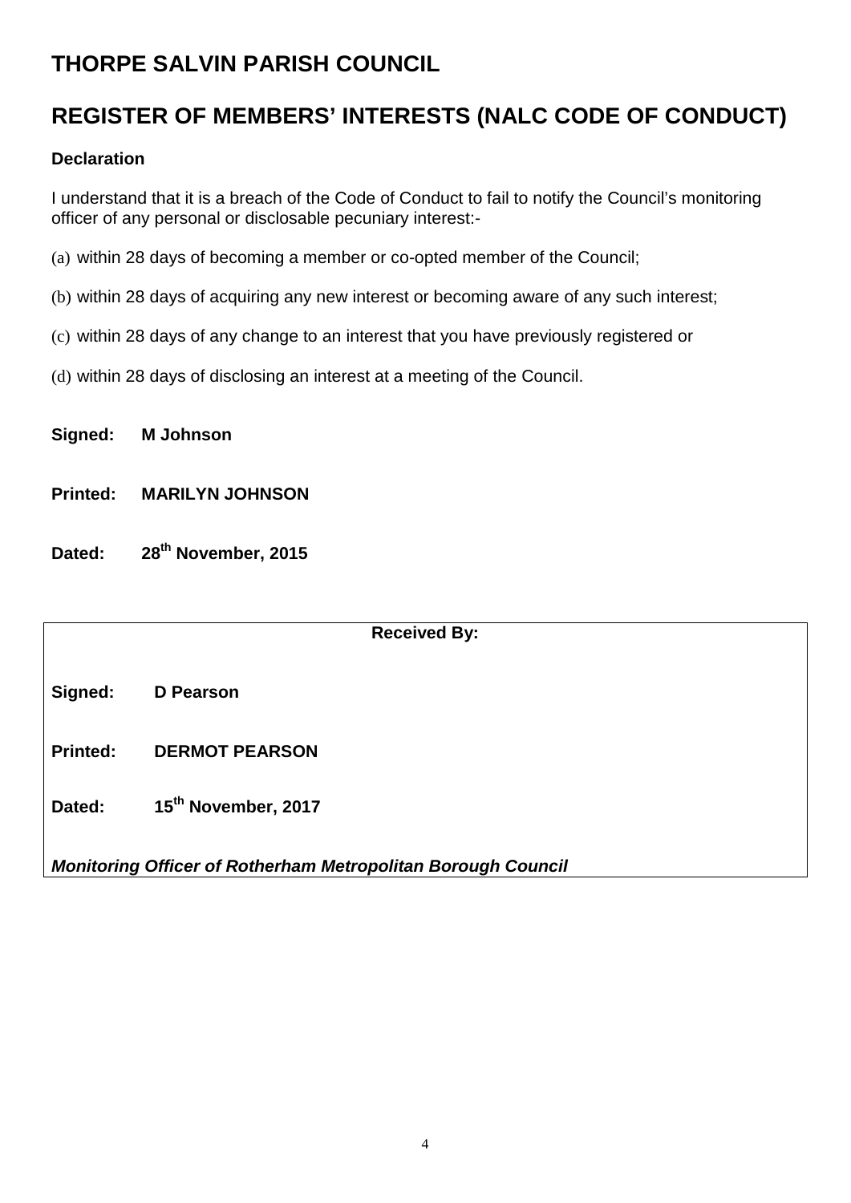# THORPE SALVIN PARISH COUNCIL

# REGISTER OF MEMBERS' INTERESTS (NALC CODE OF CONDUCT)

**Declaration**

I understand that it is a breach of the Code of Conduct to fail to notify the Council's monitoring officer of any personal or disclosable pecuniary interest:-

(a) within 28 days of becoming a member or co-opted member of the Council;

(b) within 28 days of acquiring any new interest or becoming aware of any such interest;

(c) within 28 days of any change to an interest that you have previously registered or

(d) within 28 days of disclosing an interest at a meeting of the Council.

**Signed:** **M Johnson**

**Printed:** **MARILYN JOHNSON**

**Dated:** **28th November, 2015**

**Received By:**

**Signed:** **D Pearson**

**Printed:** **DERMOT PEARSON**

**Dated:** **15th November, 2017**

***Monitoring Officer of Rotherham Metropolitan Borough Council***